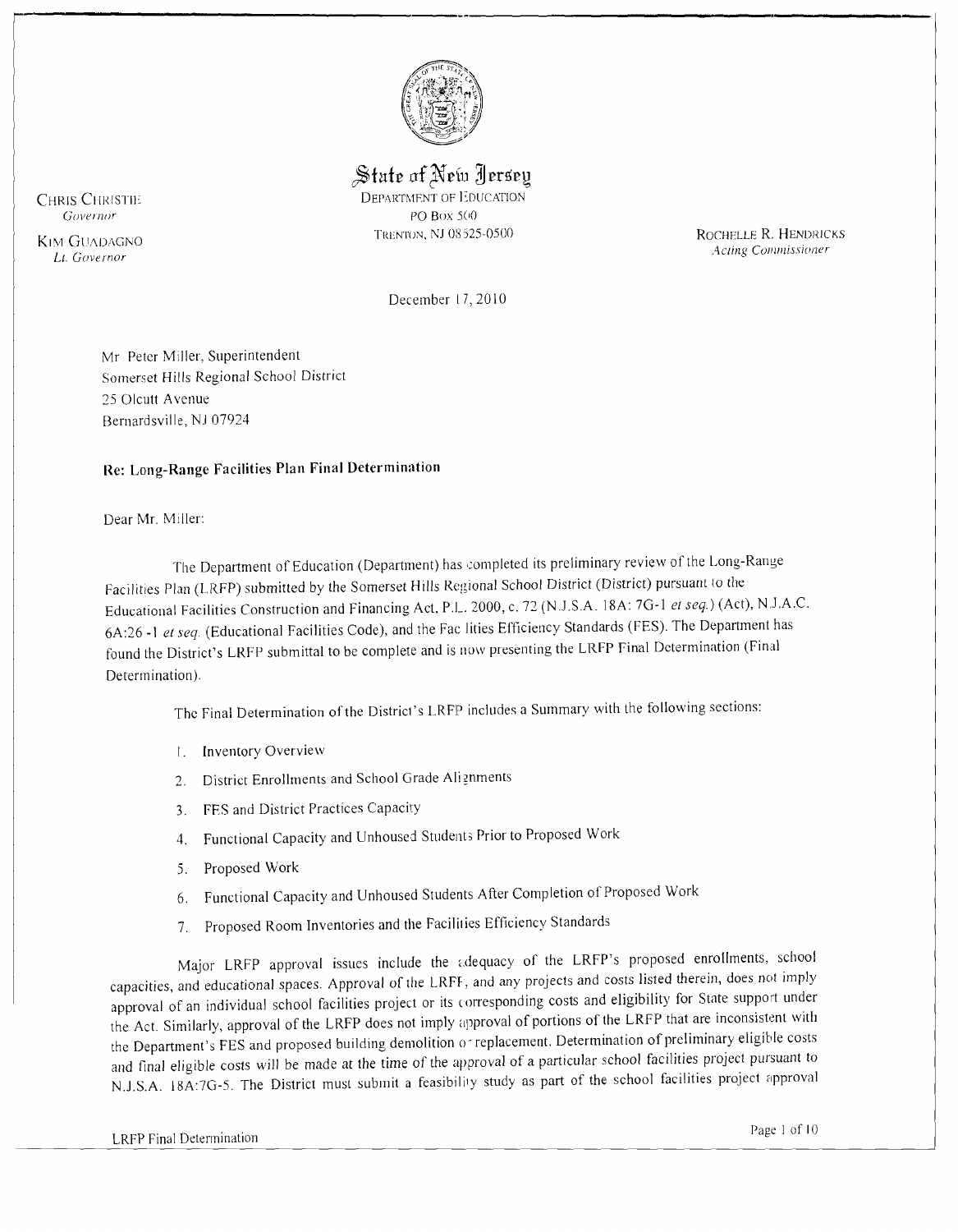# State of New Jersey

DEPARTMENT OF EDUCATION
PO BOX 500
TRENTON, NJ 08625-0500

CHRIS CHRISTIE
*Governor*

KIM GUADAGNO
*Lt. Governor*

ROCHELLE R. HENDRICKS
*Acting Commissioner*

December 17, 2010

Mr Peter Miller, Superintendent
Somerset Hills Regional School District
25 Olcutt Avenue
Bernardsville, NJ 07924

**Re: Long-Range Facilities Plan Final Determination**

Dear Mr. Miller:

The Department of Education (Department) has completed its preliminary review of the Long-Range Facilities Plan (LRFP) submitted by the Somerset Hills Regional School District (District) pursuant to the Educational Facilities Construction and Financing Act, P.L. 2000, c. 72 (N.J.S.A. 18A: 7G-1 *et seq.*) (Act), N.J.A.C. 6A:26 -1 *et seq.* (Educational Facilities Code), and the Facilities Efficiency Standards (FES). The Department has found the District's LRFP submittal to be complete and is now presenting the LRFP Final Determination (Final Determination).

The Final Determination of the District's LRFP includes a Summary with the following sections:

1. Inventory Overview
2. District Enrollments and School Grade Alignments
3. FES and District Practices Capacity
4. Functional Capacity and Unhoused Students Prior to Proposed Work
5. Proposed Work
6. Functional Capacity and Unhoused Students After Completion of Proposed Work
7. Proposed Room Inventories and the Facilities Efficiency Standards

Major LRFP approval issues include the adequacy of the LRFP's proposed enrollments, school capacities, and educational spaces. Approval of the LRFP, and any projects and costs listed therein, does not imply approval of an individual school facilities project or its corresponding costs and eligibility for State support under the Act. Similarly, approval of the LRFP does not imply approval of portions of the LRFP that are inconsistent with the Department's FES and proposed building demolition or replacement. Determination of preliminary eligible costs and final eligible costs will be made at the time of the approval of a particular school facilities project pursuant to N.J.S.A. 18A:7G-5. The District must submit a feasibility study as part of the school facilities project approval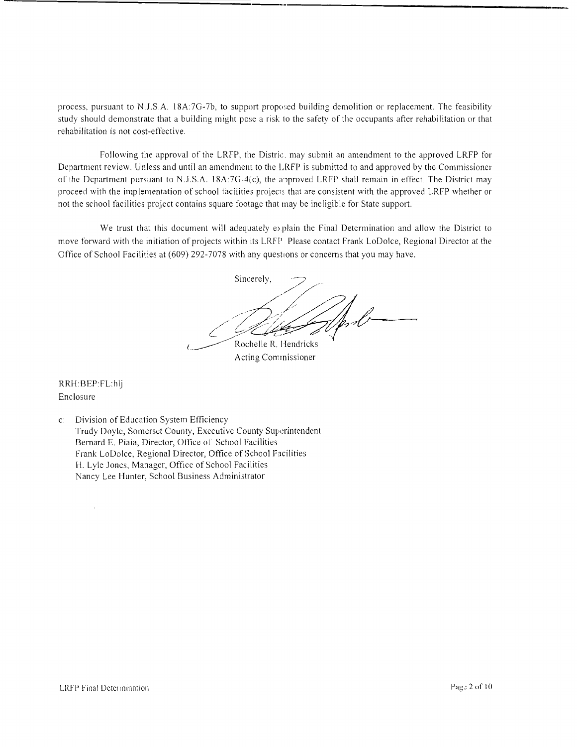process, pursuant to N.J.S.A. 18A:7G-7b, to support proposed building demolition or replacement. The feasibility study should demonstrate that a building might pose a risk to the safety of the occupants after rehabilitation or that rehabilitation is not cost-effective.

Following the approval of the LRFP, the District may submit an amendment to the approved LRFP for Department review. Unless and until an amendment to the LRFP is submitted to and approved by the Commissioner of the Department pursuant to N.J.S.A. 18A:7G-4(c), the approved LRFP shall remain in effect. The District may proceed with the implementation of school facilities projects that are consistent with the approved LRFP whether or not the school facilities project contains square footage that may be ineligible for State support.

We trust that this document will adequately explain the Final Determination and allow the District to move forward with the initiation of projects within its LRFP. Please contact Frank LoDolce, Regional Director at the Office of School Facilities at (609) 292-7078 with any questions or concerns that you may have.

Sincerely,

Rochelle R. Hendricks
Acting Commissioner

RRH:BEP:FL:hlj
Enclosure

c: Division of Education System Efficiency
Trudy Doyle, Somerset County, Executive County Superintendent
Bernard E. Piaia, Director, Office of School Facilities
Frank LoDolce, Regional Director, Office of School Facilities
H. Lyle Jones, Manager, Office of School Facilities
Nancy Lee Hunter, School Business Administrator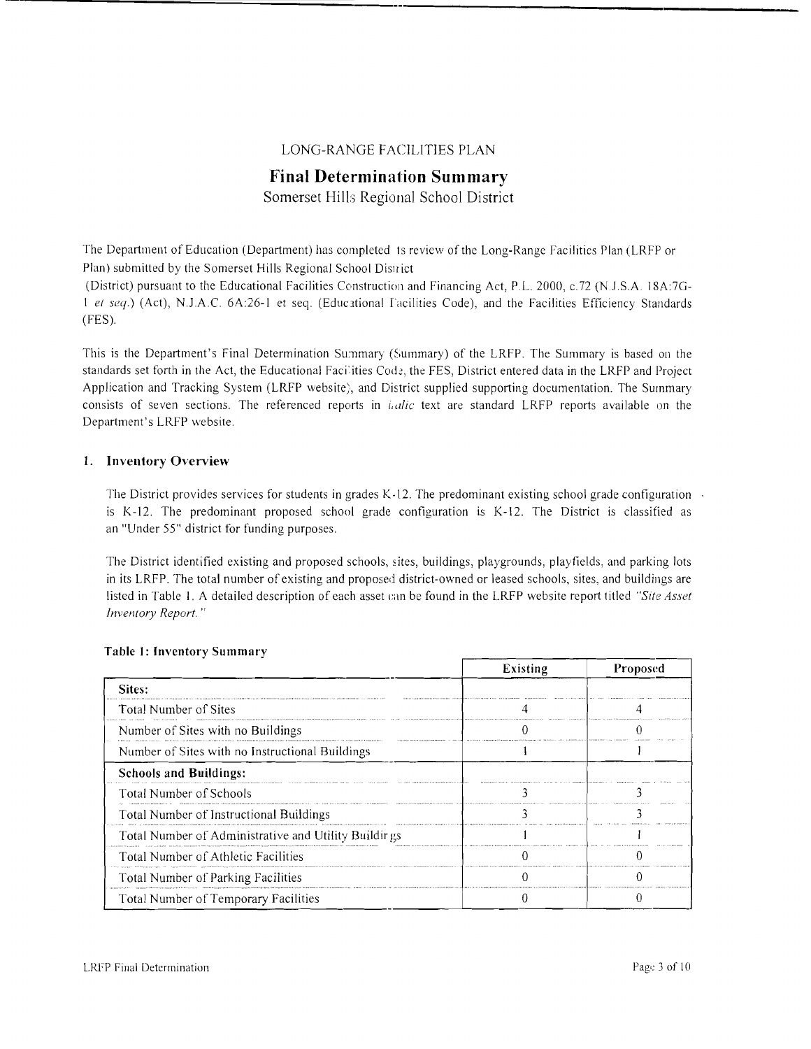LONG-RANGE FACILITIES PLAN

# Final Determination Summary

Somerset Hills Regional School District

The Department of Education (Department) has completed its review of the Long-Range Facilities Plan (LRFP or Plan) submitted by the Somerset Hills Regional School District (District) pursuant to the Educational Facilities Construction and Financing Act, P.L. 2000, c.72 (N.J.S.A. 18A:7G-1 *et seq.*) (Act), N.J.A.C. 6A:26-1 et seq. (Educational Facilities Code), and the Facilities Efficiency Standards (FES).

This is the Department's Final Determination Summary (Summary) of the LRFP. The Summary is based on the standards set forth in the Act, the Educational Facilities Code, the FES, District entered data in the LRFP and Project Application and Tracking System (LRFP website), and District supplied supporting documentation. The Summary consists of seven sections. The referenced reports in *italic* text are standard LRFP reports available on the Department's LRFP website.

## 1. Inventory Overview

The District provides services for students in grades K-12. The predominant existing school grade configuration is K-12. The predominant proposed school grade configuration is K-12. The District is classified as an "Under 55" district for funding purposes.

The District identified existing and proposed schools, sites, buildings, playgrounds, playfields, and parking lots in its LRFP. The total number of existing and proposed district-owned or leased schools, sites, and buildings are listed in Table 1. A detailed description of each asset can be found in the LRFP website report titled *"Site Asset Inventory Report."*

**Table 1: Inventory Summary**

| | Existing | Proposed |
|---|---|---|
| **Sites:** | | |
| Total Number of Sites | 4 | 4 |
| Number of Sites with no Buildings | 0 | 0 |
| Number of Sites with no Instructional Buildings | 1 | 1 |
| **Schools and Buildings:** | | |
| Total Number of Schools | 3 | 3 |
| Total Number of Instructional Buildings | 3 | 3 |
| Total Number of Administrative and Utility Buildings | 1 | 1 |
| Total Number of Athletic Facilities | 0 | 0 |
| Total Number of Parking Facilities | 0 | 0 |
| Total Number of Temporary Facilities | 0 | 0 |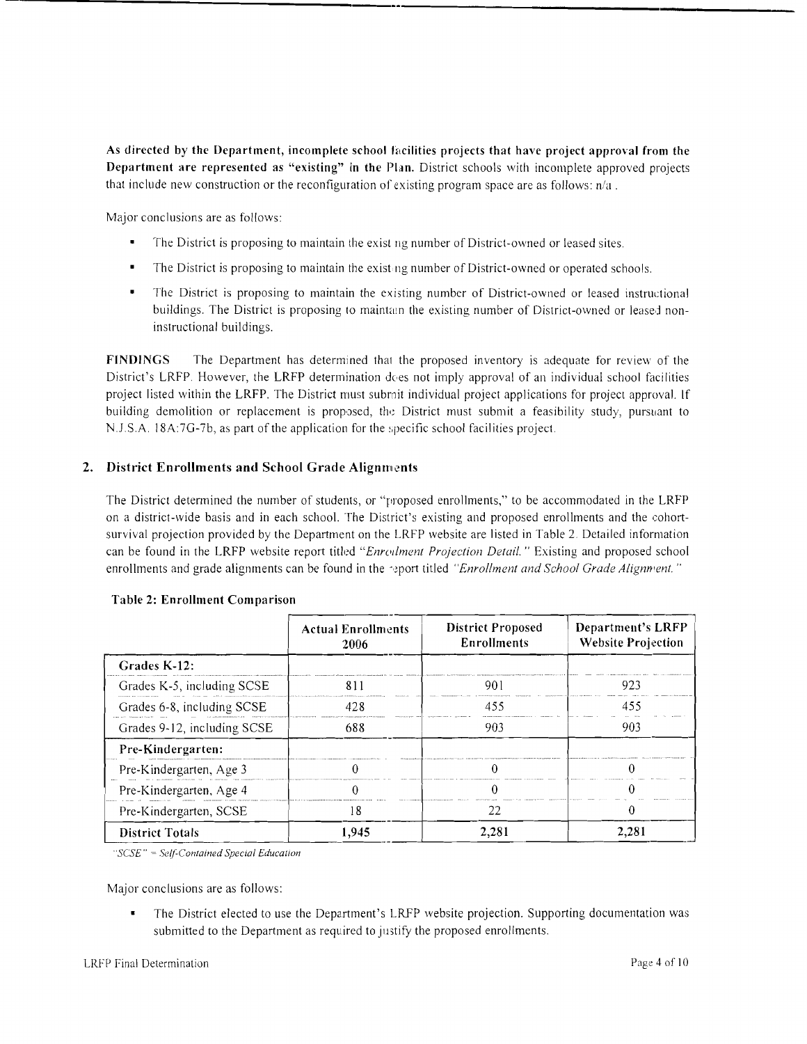**As directed by the Department, incomplete school facilities projects that have project approval from the Department are represented as "existing" in the Plan.** District schools with incomplete approved projects that include new construction or the reconfiguration of existing program space are as follows: n/a .

Major conclusions are as follows:

- The District is proposing to maintain the existing number of District-owned or leased sites.
- The District is proposing to maintain the existing number of District-owned or operated schools.
- The District is proposing to maintain the existing number of District-owned or leased instructional buildings. The District is proposing to maintain the existing number of District-owned or leased non-instructional buildings.

**FINDINGS** The Department has determined that the proposed inventory is adequate for review of the District's LRFP. However, the LRFP determination does not imply approval of an individual school facilities project listed within the LRFP. The District must submit individual project applications for project approval. If building demolition or replacement is proposed, the District must submit a feasibility study, pursuant to N.J.S.A. 18A:7G-7b, as part of the application for the specific school facilities project.

## 2. District Enrollments and School Grade Alignments

The District determined the number of students, or "proposed enrollments," to be accommodated in the LRFP on a district-wide basis and in each school. The District's existing and proposed enrollments and the cohort-survival projection provided by the Department on the LRFP website are listed in Table 2. Detailed information can be found in the LRFP website report titled *"Enrollment Projection Detail."* Existing and proposed school enrollments and grade alignments can be found in the report titled *"Enrollment and School Grade Alignment."*

**Table 2: Enrollment Comparison**

| | Actual Enrollments 2006 | District Proposed Enrollments | Department's LRFP Website Projection |
|---|---|---|---|
| **Grades K-12:** | | | |
| Grades K-5, including SCSE | 811 | 901 | 923 |
| Grades 6-8, including SCSE | 428 | 455 | 455 |
| Grades 9-12, including SCSE | 688 | 903 | 903 |
| **Pre-Kindergarten:** | | | |
| Pre-Kindergarten, Age 3 | 0 | 0 | 0 |
| Pre-Kindergarten, Age 4 | 0 | 0 | 0 |
| Pre-Kindergarten, SCSE | 18 | 22 | 0 |
| **District Totals** | 1,945 | 2,281 | 2,281 |

*"SCSE" = Self-Contained Special Education*

Major conclusions are as follows:

- The District elected to use the Department's LRFP website projection. Supporting documentation was submitted to the Department as required to justify the proposed enrollments.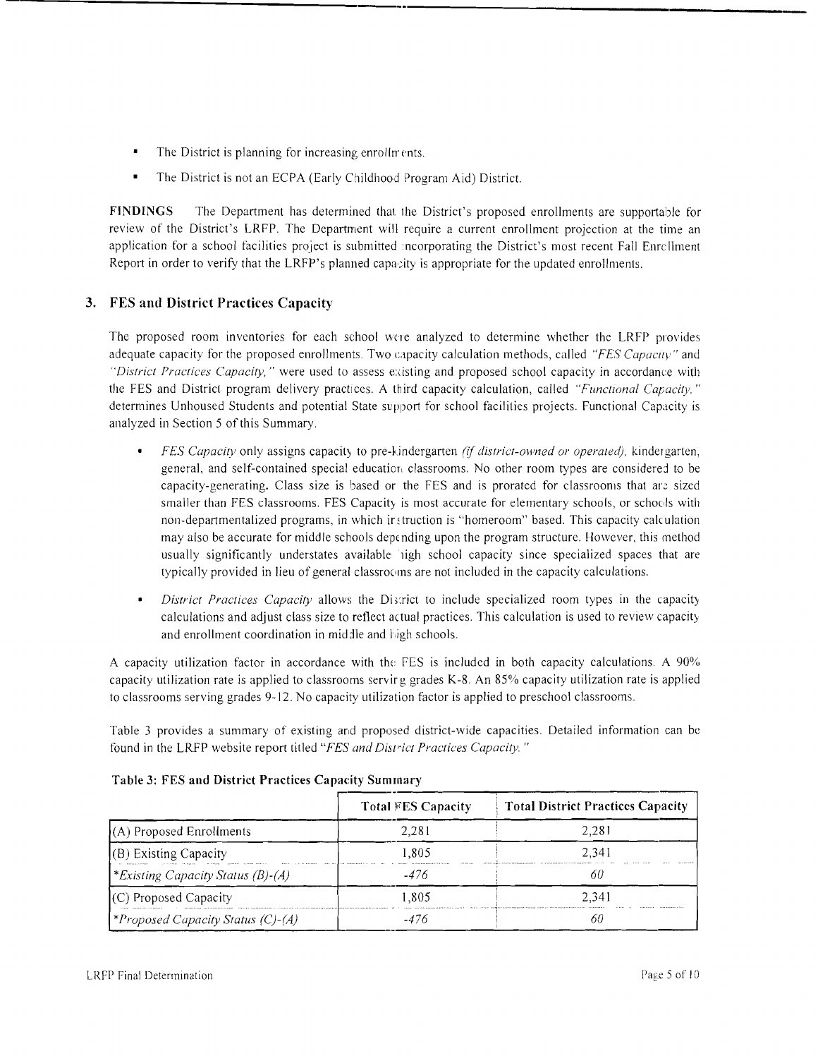- The District is planning for increasing enrollments.
- The District is not an ECPA (Early Childhood Program Aid) District.

**FINDINGS** The Department has determined that the District's proposed enrollments are supportable for review of the District's LRFP. The Department will require a current enrollment projection at the time an application for a school facilities project is submitted incorporating the District's most recent Fall Enrollment Report in order to verify that the LRFP's planned capacity is appropriate for the updated enrollments.

## 3. FES and District Practices Capacity

The proposed room inventories for each school were analyzed to determine whether the LRFP provides adequate capacity for the proposed enrollments. Two capacity calculation methods, called *"FES Capacity"* and *"District Practices Capacity,"* were used to assess existing and proposed school capacity in accordance with the FES and District program delivery practices. A third capacity calculation, called *"Functional Capacity,"* determines Unhoused Students and potential State support for school facilities projects. Functional Capacity is analyzed in Section 5 of this Summary.

- *FES Capacity* only assigns capacity to pre-kindergarten *(if district-owned or operated)*, kindergarten, general, and self-contained special education classrooms. No other room types are considered to be capacity-generating. Class size is based on the FES and is prorated for classrooms that are sized smaller than FES classrooms. FES Capacity is most accurate for elementary schools, or schools with non-departmentalized programs, in which instruction is "homeroom" based. This capacity calculation may also be accurate for middle schools depending upon the program structure. However, this method usually significantly understates available high school capacity since specialized spaces that are typically provided in lieu of general classrooms are not included in the capacity calculations.
- *District Practices Capacity* allows the District to include specialized room types in the capacity calculations and adjust class size to reflect actual practices. This calculation is used to review capacity and enrollment coordination in middle and high schools.

A capacity utilization factor in accordance with the FES is included in both capacity calculations. A 90% capacity utilization rate is applied to classrooms serving grades K-8. An 85% capacity utilization rate is applied to classrooms serving grades 9-12. No capacity utilization factor is applied to preschool classrooms.

Table 3 provides a summary of existing and proposed district-wide capacities. Detailed information can be found in the LRFP website report titled *"FES and District Practices Capacity."*

**Table 3: FES and District Practices Capacity Summary**

| | Total FES Capacity | Total District Practices Capacity |
|---|---|---|
| (A) Proposed Enrollments | 2,281 | 2,281 |
| (B) Existing Capacity | 1,805 | 2,341 |
| *\*Existing Capacity Status (B)-(A)* | -476 | 60 |
| (C) Proposed Capacity | 1,805 | 2,341 |
| *\*Proposed Capacity Status (C)-(A)* | -476 | 60 |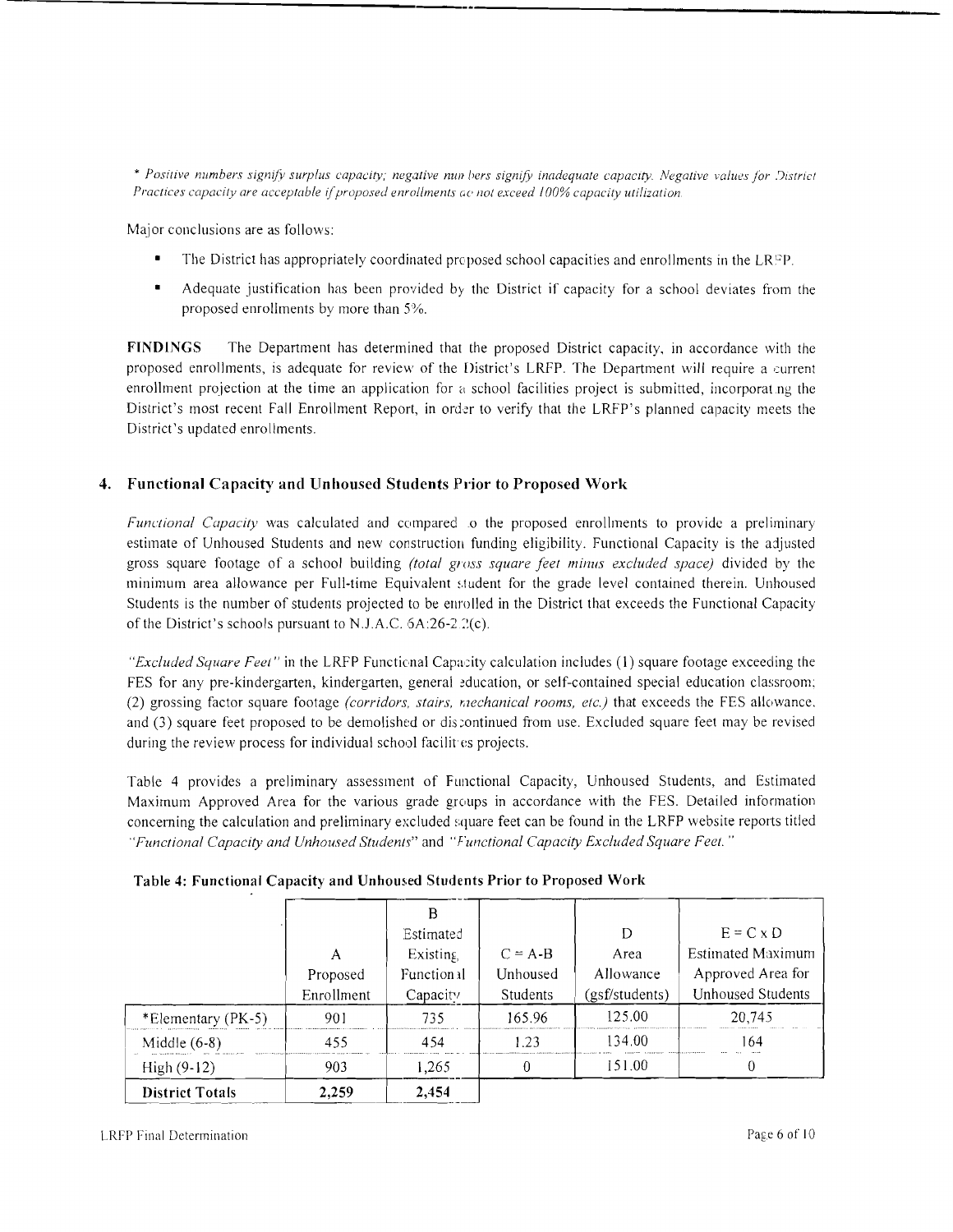*\* Positive numbers signify surplus capacity; negative numbers signify inadequate capacity. Negative values for District Practices capacity are acceptable if proposed enrollments do not exceed 100% capacity utilization.*

Major conclusions are as follows:

- The District has appropriately coordinated proposed school capacities and enrollments in the LRFP.
- Adequate justification has been provided by the District if capacity for a school deviates from the proposed enrollments by more than 5%.

**FINDINGS** The Department has determined that the proposed District capacity, in accordance with the proposed enrollments, is adequate for review of the District's LRFP. The Department will require a current enrollment projection at the time an application for a school facilities project is submitted, incorporating the District's most recent Fall Enrollment Report, in order to verify that the LRFP's planned capacity meets the District's updated enrollments.

## 4. Functional Capacity and Unhoused Students Prior to Proposed Work

*Functional Capacity* was calculated and compared to the proposed enrollments to provide a preliminary estimate of Unhoused Students and new construction funding eligibility. Functional Capacity is the adjusted gross square footage of a school building *(total gross square feet minus excluded space)* divided by the minimum area allowance per Full-time Equivalent student for the grade level contained therein. Unhoused Students is the number of students projected to be enrolled in the District that exceeds the Functional Capacity of the District's schools pursuant to N.J.A.C. 6A:26-2.2(c).

*"Excluded Square Feet"* in the LRFP Functional Capacity calculation includes (1) square footage exceeding the FES for any pre-kindergarten, kindergarten, general education, or self-contained special education classroom; (2) grossing factor square footage *(corridors, stairs, mechanical rooms, etc.)* that exceeds the FES allowance, and (3) square feet proposed to be demolished or discontinued from use. Excluded square feet may be revised during the review process for individual school facilities projects.

Table 4 provides a preliminary assessment of Functional Capacity, Unhoused Students, and Estimated Maximum Approved Area for the various grade groups in accordance with the FES. Detailed information concerning the calculation and preliminary excluded square feet can be found in the LRFP website reports titled *"Functional Capacity and Unhoused Students"* and *"Functional Capacity Excluded Square Feet."*

**Table 4: Functional Capacity and Unhoused Students Prior to Proposed Work**

| | A<br>Proposed Enrollment | B<br>Estimated Existing Functional Capacity | C = A-B<br>Unhoused Students | D<br>Area Allowance (gsf/students) | E = C x D<br>Estimated Maximum Approved Area for Unhoused Students |
|---|---|---|---|---|---|
| *Elementary (PK-5) | 901 | 735 | 165.96 | 125.00 | 20,745 |
| Middle (6-8) | 455 | 454 | 1.23 | 134.00 | 164 |
| High (9-12) | 903 | 1,265 | 0 | 151.00 | 0 |
| **District Totals** | **2,259** | **2,454** | | | |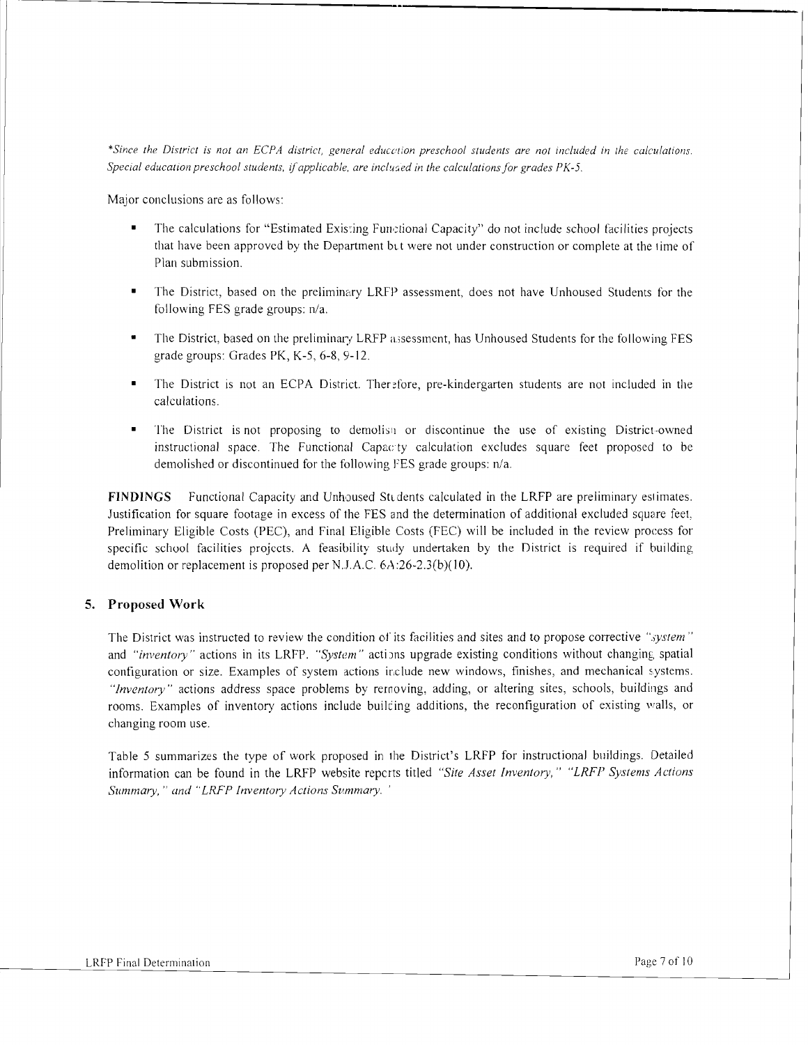*\*Since the District is not an ECPA district, general education preschool students are not included in the calculations. Special education preschool students, if applicable, are included in the calculations for grades PK-5.*

Major conclusions are as follows:

- The calculations for "Estimated Existing Functional Capacity" do not include school facilities projects that have been approved by the Department but were not under construction or complete at the time of Plan submission.
- The District, based on the preliminary LRFP assessment, does not have Unhoused Students for the following FES grade groups: n/a.
- The District, based on the preliminary LRFP assessment, has Unhoused Students for the following FES grade groups: Grades PK, K-5, 6-8, 9-12.
- The District is not an ECPA District. Therefore, pre-kindergarten students are not included in the calculations.
- The District is not proposing to demolish or discontinue the use of existing District-owned instructional space. The Functional Capacity calculation excludes square feet proposed to be demolished or discontinued for the following FES grade groups: n/a.

**FINDINGS** Functional Capacity and Unhoused Students calculated in the LRFP are preliminary estimates. Justification for square footage in excess of the FES and the determination of additional excluded square feet, Preliminary Eligible Costs (PEC), and Final Eligible Costs (FEC) will be included in the review process for specific school facilities projects. A feasibility study undertaken by the District is required if building demolition or replacement is proposed per N.J.A.C. 6A:26-2.3(b)(10).

## 5. Proposed Work

The District was instructed to review the condition of its facilities and sites and to propose corrective *"system"* and *"inventory"* actions in its LRFP. *"System"* actions upgrade existing conditions without changing spatial configuration or size. Examples of system actions include new windows, finishes, and mechanical systems. *"Inventory"* actions address space problems by removing, adding, or altering sites, schools, buildings and rooms. Examples of inventory actions include building additions, the reconfiguration of existing walls, or changing room use.

Table 5 summarizes the type of work proposed in the District's LRFP for instructional buildings. Detailed information can be found in the LRFP website reports titled *"Site Asset Inventory," "LRFP Systems Actions Summary," and "LRFP Inventory Actions Summary."*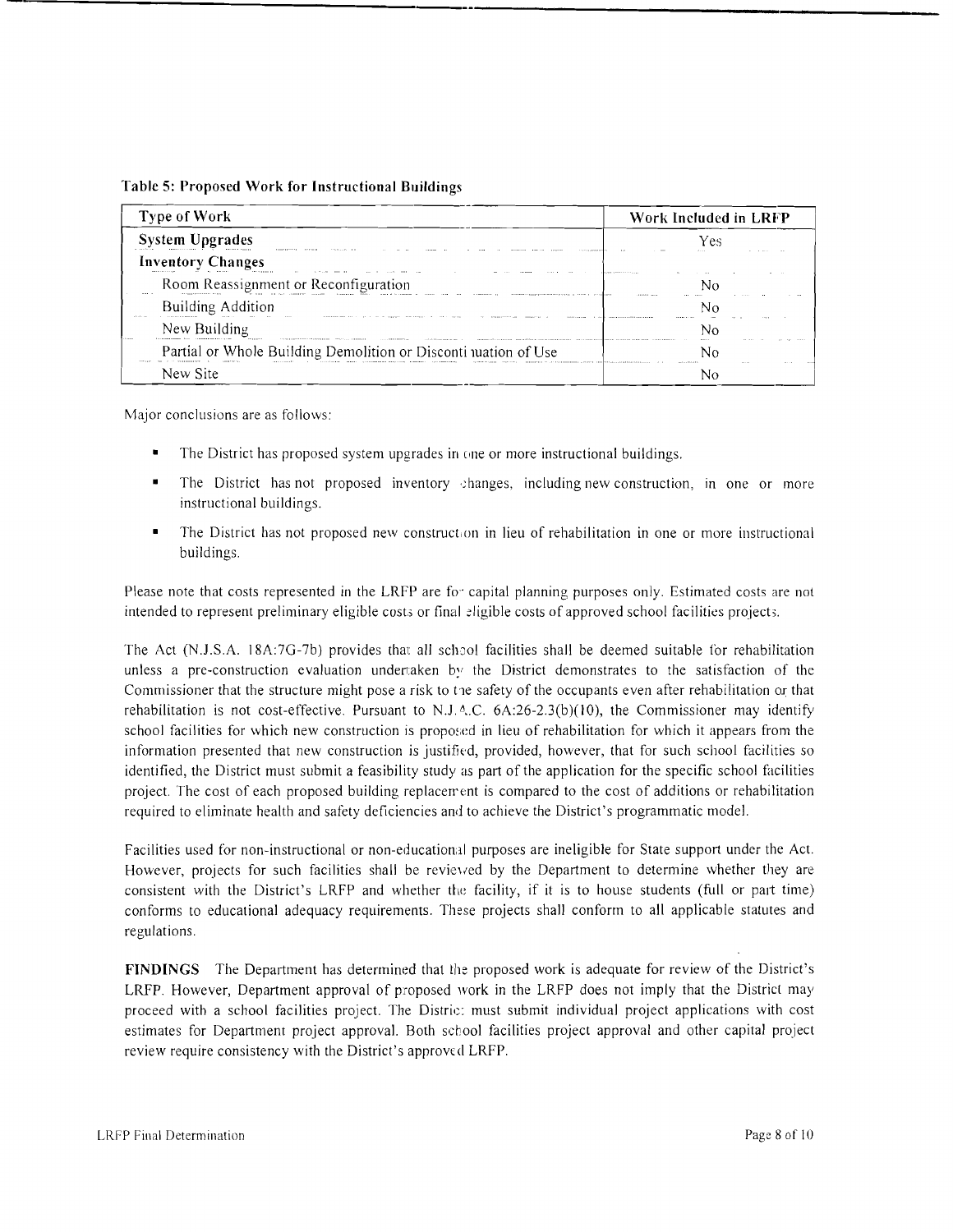**Table 5: Proposed Work for Instructional Buildings**

| Type of Work | Work Included in LRFP |
| --- | --- |
| **System Upgrades** | Yes |
| **Inventory Changes** | |
| Room Reassignment or Reconfiguration | No |
| Building Addition | No |
| New Building | No |
| Partial or Whole Building Demolition or Discontinuation of Use | No |
| New Site | No |

Major conclusions are as follows:

- The District has proposed system upgrades in one or more instructional buildings.
- The District has not proposed inventory changes, including new construction, in one or more instructional buildings.
- The District has not proposed new construction in lieu of rehabilitation in one or more instructional buildings.

Please note that costs represented in the LRFP are for capital planning purposes only. Estimated costs are not intended to represent preliminary eligible costs or final eligible costs of approved school facilities projects.

The Act (N.J.S.A. 18A:7G-7b) provides that all school facilities shall be deemed suitable for rehabilitation unless a pre-construction evaluation undertaken by the District demonstrates to the satisfaction of the Commissioner that the structure might pose a risk to the safety of the occupants even after rehabilitation or that rehabilitation is not cost-effective. Pursuant to N.J.A.C. 6A:26-2.3(b)(10), the Commissioner may identify school facilities for which new construction is proposed in lieu of rehabilitation for which it appears from the information presented that new construction is justified, provided, however, that for such school facilities so identified, the District must submit a feasibility study as part of the application for the specific school facilities project. The cost of each proposed building replacement is compared to the cost of additions or rehabilitation required to eliminate health and safety deficiencies and to achieve the District's programmatic model.

Facilities used for non-instructional or non-educational purposes are ineligible for State support under the Act. However, projects for such facilities shall be reviewed by the Department to determine whether they are consistent with the District's LRFP and whether the facility, if it is to house students (full or part time) conforms to educational adequacy requirements. These projects shall conform to all applicable statutes and regulations.

**FINDINGS** The Department has determined that the proposed work is adequate for review of the District's LRFP. However, Department approval of proposed work in the LRFP does not imply that the District may proceed with a school facilities project. The District must submit individual project applications with cost estimates for Department project approval. Both school facilities project approval and other capital project review require consistency with the District's approved LRFP.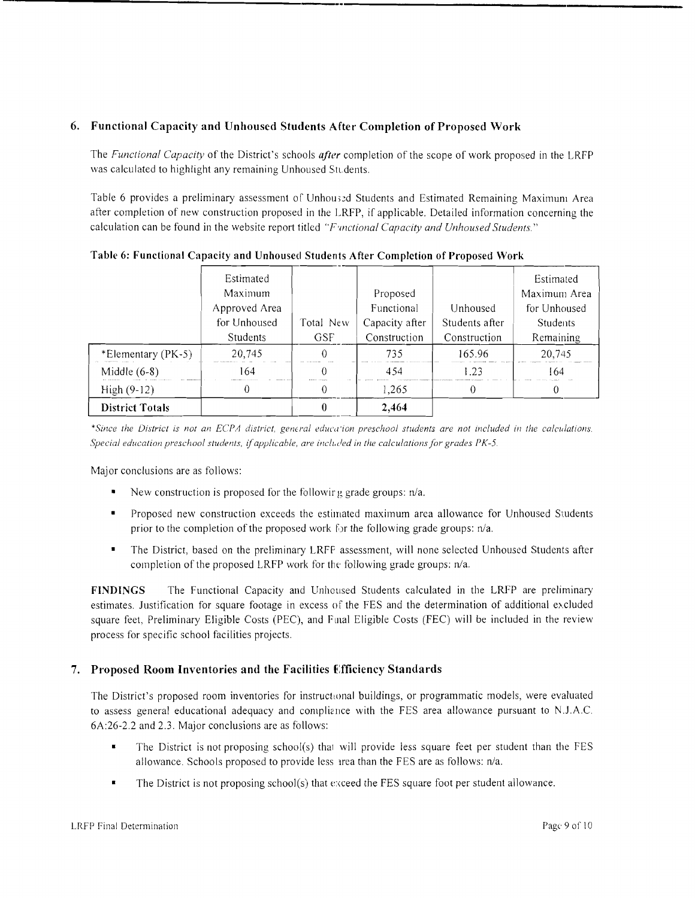## 6. Functional Capacity and Unhoused Students After Completion of Proposed Work

The *Functional Capacity* of the District's schools ***after*** completion of the scope of work proposed in the LRFP was calculated to highlight any remaining Unhoused Students.

Table 6 provides a preliminary assessment of Unhoused Students and Estimated Remaining Maximum Area after completion of new construction proposed in the LRFP, if applicable. Detailed information concerning the calculation can be found in the website report titled *"Functional Capacity and Unhoused Students."*

**Table 6: Functional Capacity and Unhoused Students After Completion of Proposed Work**

| | Estimated Maximum Approved Area for Unhoused Students | Total New GSF | Proposed Functional Capacity after Construction | Unhoused Students after Construction | Estimated Maximum Area for Unhoused Students Remaining |
|---|---|---|---|---|---|
| *Elementary (PK-5) | 20,745 | 0 | 735 | 165.96 | 20,745 |
| Middle (6-8) | 164 | 0 | 454 | 1.23 | 164 |
| High (9-12) | 0 | 0 | 1,265 | 0 | 0 |
| **District Totals** | | **0** | **2,464** | | |

*\*Since the District is not an ECPA district, general education preschool students are not included in the calculations. Special education preschool students, if applicable, are included in the calculations for grades PK-5.*

Major conclusions are as follows:

- New construction is proposed for the following grade groups: n/a.
- Proposed new construction exceeds the estimated maximum area allowance for Unhoused Students prior to the completion of the proposed work for the following grade groups: n/a.
- The District, based on the preliminary LRFP assessment, will none selected Unhoused Students after completion of the proposed LRFP work for the following grade groups: n/a.

**FINDINGS** The Functional Capacity and Unhoused Students calculated in the LRFP are preliminary estimates. Justification for square footage in excess of the FES and the determination of additional excluded square feet, Preliminary Eligible Costs (PEC), and Final Eligible Costs (FEC) will be included in the review process for specific school facilities projects.

## 7. Proposed Room Inventories and the Facilities Efficiency Standards

The District's proposed room inventories for instructional buildings, or programmatic models, were evaluated to assess general educational adequacy and compliance with the FES area allowance pursuant to N.J.A.C. 6A:26-2.2 and 2.3. Major conclusions are as follows:

- The District is not proposing school(s) that will provide less square feet per student than the FES allowance. Schools proposed to provide less area than the FES are as follows: n/a.
- The District is not proposing school(s) that exceed the FES square foot per student allowance.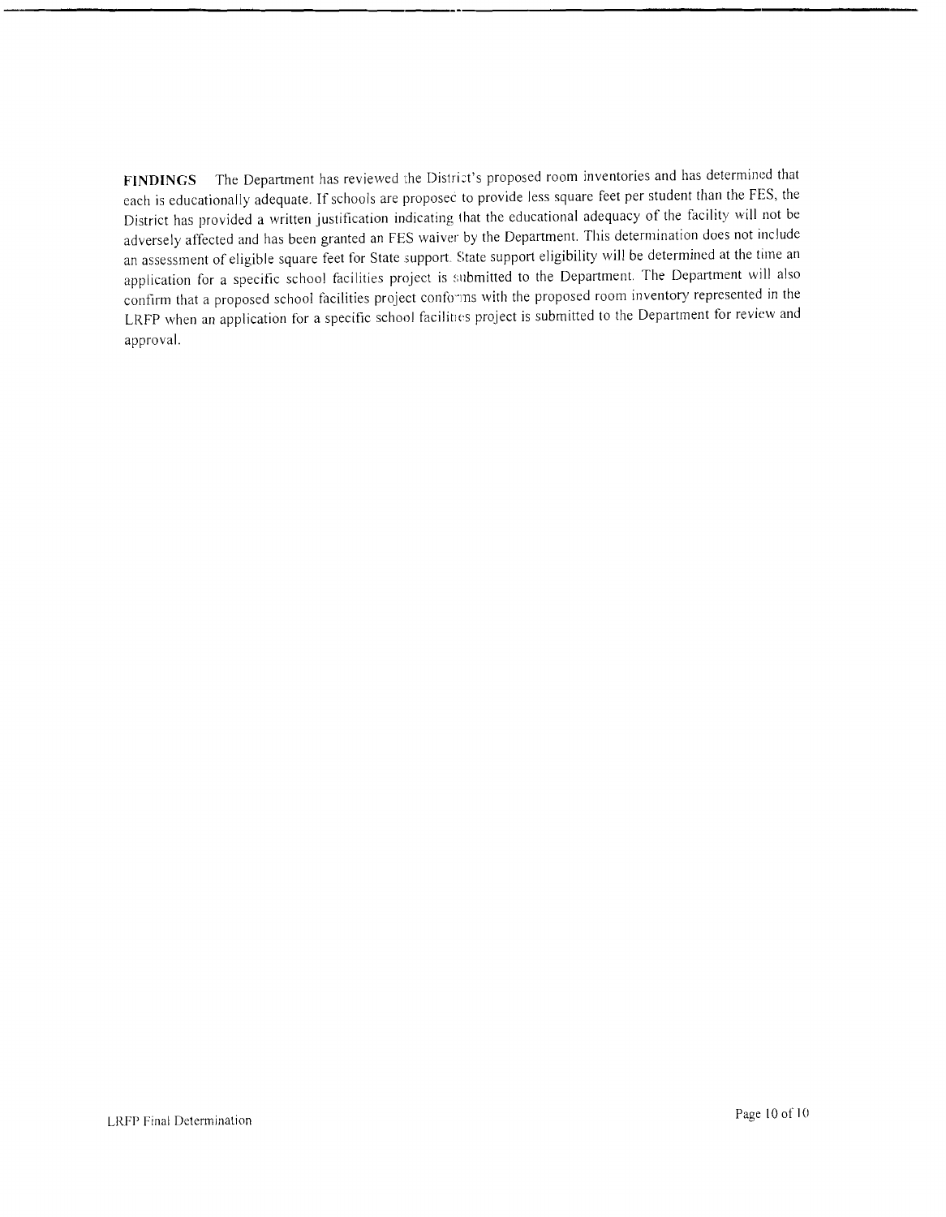**FINDINGS** The Department has reviewed the District's proposed room inventories and has determined that each is educationally adequate. If schools are proposed to provide less square feet per student than the FES, the District has provided a written justification indicating that the educational adequacy of the facility will not be adversely affected and has been granted an FES waiver by the Department. This determination does not include an assessment of eligible square feet for State support. State support eligibility will be determined at the time an application for a specific school facilities project is submitted to the Department. The Department will also confirm that a proposed school facilities project conforms with the proposed room inventory represented in the LRFP when an application for a specific school facilities project is submitted to the Department for review and approval.